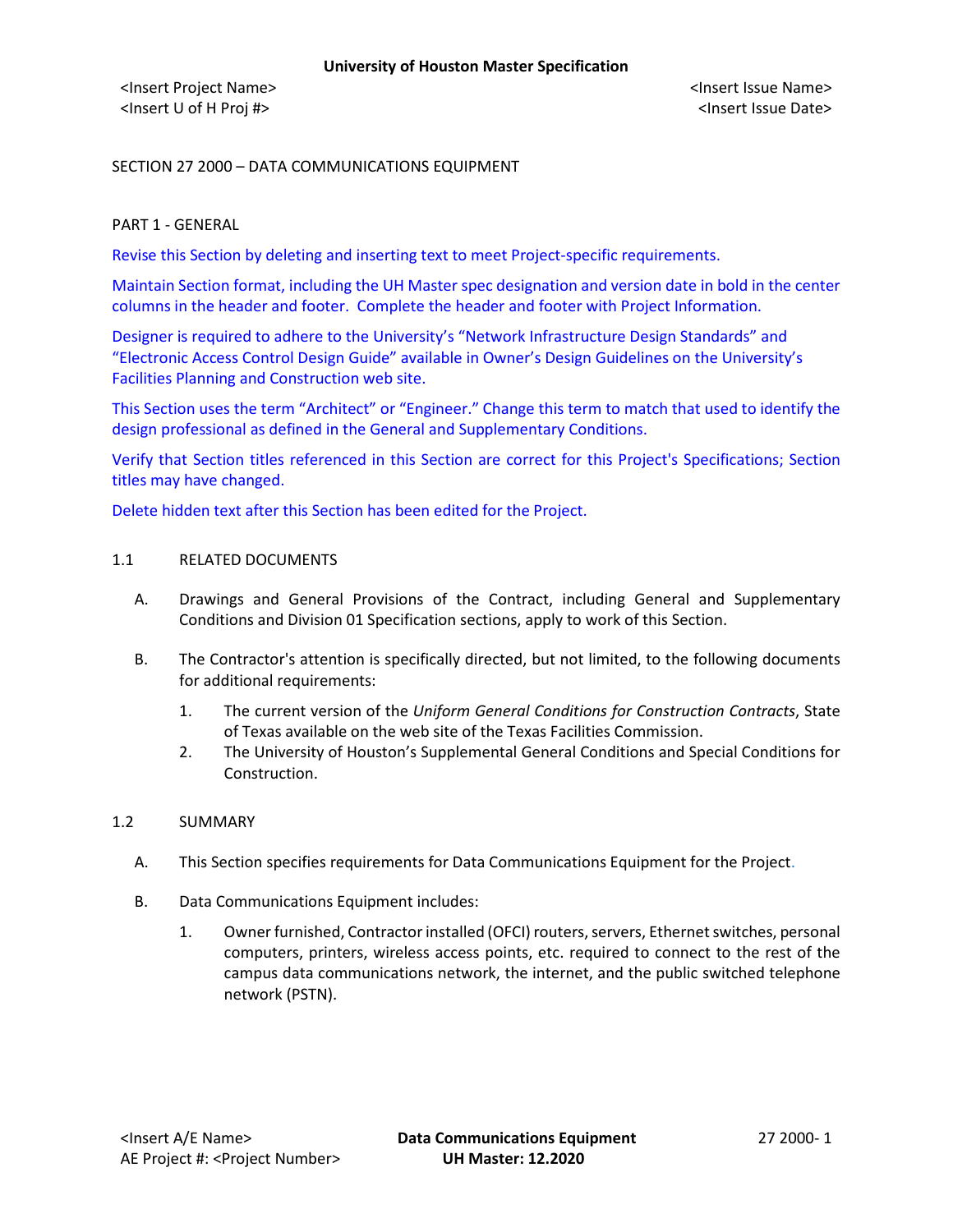# SECTION 27 2000 – DATA COMMUNICATIONS EQUIPMENT

## PART 1 - GENERAL

Revise this Section by deleting and inserting text to meet Project-specific requirements.

Maintain Section format, including the UH Master spec designation and version date in bold in the center columns in the header and footer. Complete the header and footer with Project Information.

Designer is required to adhere to the University's "Network Infrastructure Design Standards" and "Electronic Access Control Design Guide" available in Owner's Design Guidelines on the University's Facilities Planning and Construction web site.

This Section uses the term "Architect" or "Engineer." Change this term to match that used to identify the design professional as defined in the General and Supplementary Conditions.

Verify that Section titles referenced in this Section are correct for this Project's Specifications; Section titles may have changed.

Delete hidden text after this Section has been edited for the Project.

### 1.1 RELATED DOCUMENTS

A. Drawings and General Provisions of the Contract, including General and Supplementary Conditions and Division 01 Specification sections, apply to work of this Section.

B. The Contractor's attention is specifically directed, but not limited, to the following documents for additional requirements:

1. The current version of the *Uniform General Conditions for Construction Contracts*, State of Texas available on the web site of the Texas Facilities Commission.
2. The University of Houston's Supplemental General Conditions and Special Conditions for Construction.

### 1.2 SUMMARY

A. This Section specifies requirements for Data Communications Equipment for the Project.

B. Data Communications Equipment includes:

1. Owner furnished, Contractor installed (OFCI) routers, servers, Ethernet switches, personal computers, printers, wireless access points, etc. required to connect to the rest of the campus data communications network, the internet, and the public switched telephone network (PSTN).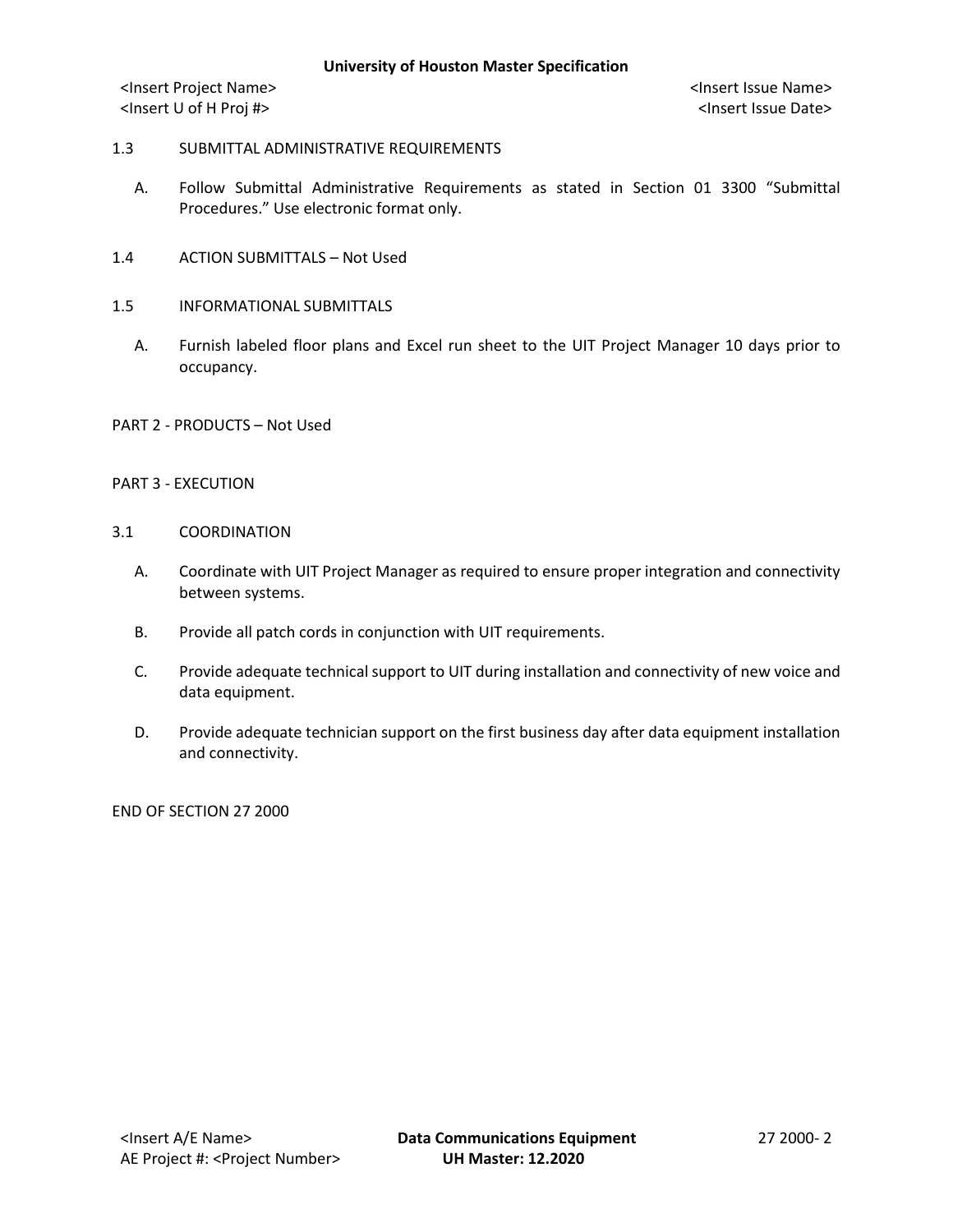1.3 SUBMITTAL ADMINISTRATIVE REQUIREMENTS

A. Follow Submittal Administrative Requirements as stated in Section 01 3300 “Submittal Procedures.” Use electronic format only.

1.4 ACTION SUBMITTALS – Not Used

1.5 INFORMATIONAL SUBMITTALS

A. Furnish labeled floor plans and Excel run sheet to the UIT Project Manager 10 days prior to occupancy.

## PART 2 - PRODUCTS – Not Used

## PART 3 - EXECUTION

3.1 COORDINATION

A. Coordinate with UIT Project Manager as required to ensure proper integration and connectivity between systems.

B. Provide all patch cords in conjunction with UIT requirements.

C. Provide adequate technical support to UIT during installation and connectivity of new voice and data equipment.

D. Provide adequate technician support on the first business day after data equipment installation and connectivity.

END OF SECTION 27 2000